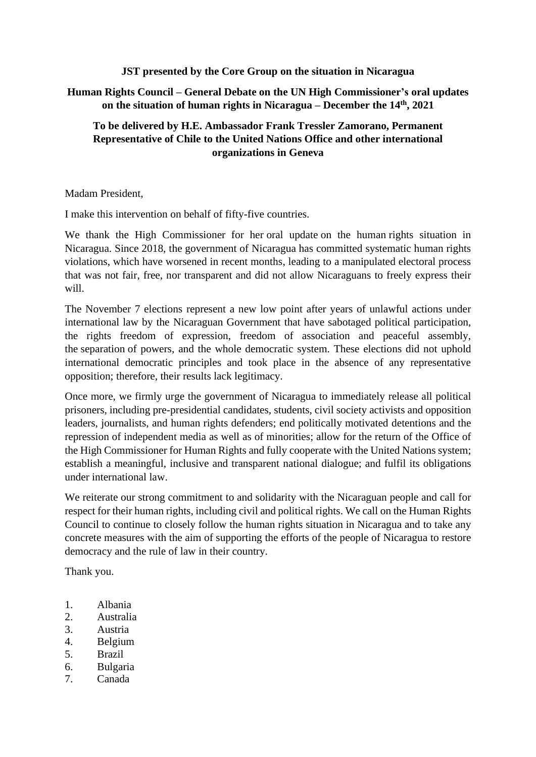**JST presented by the Core Group on the situation in Nicaragua**

**Human Rights Council – General Debate on the UN High Commissioner's oral updates on the situation of human rights in Nicaragua – December the 14th, 2021**

**To be delivered by H.E. Ambassador Frank Tressler Zamorano, Permanent Representative of Chile to the United Nations Office and other international organizations in Geneva**

Madam President,

I make this intervention on behalf of fifty-five countries.

We thank the High Commissioner for her oral update on the human rights situation in Nicaragua. Since 2018, the government of Nicaragua has committed systematic human rights violations, which have worsened in recent months, leading to a manipulated electoral process that was not fair, free, nor transparent and did not allow Nicaraguans to freely express their will.

The November 7 elections represent a new low point after years of unlawful actions under international law by the Nicaraguan Government that have sabotaged political participation, the rights freedom of expression, freedom of association and peaceful assembly, the separation of powers, and the whole democratic system. These elections did not uphold international democratic principles and took place in the absence of any representative opposition; therefore, their results lack legitimacy.

Once more, we firmly urge the government of Nicaragua to immediately release all political prisoners, including pre-presidential candidates, students, civil society activists and opposition leaders, journalists, and human rights defenders; end politically motivated detentions and the repression of independent media as well as of minorities; allow for the return of the Office of the High Commissioner for Human Rights and fully cooperate with the United Nations system; establish a meaningful, inclusive and transparent national dialogue; and fulfil its obligations under international law.

We reiterate our strong commitment to and solidarity with the Nicaraguan people and call for respect for their human rights, including civil and political rights. We call on the Human Rights Council to continue to closely follow the human rights situation in Nicaragua and to take any concrete measures with the aim of supporting the efforts of the people of Nicaragua to restore democracy and the rule of law in their country.

Thank you.

1. Albania
2. Australia
3. Austria
4. Belgium
5. Brazil
6. Bulgaria
7. Canada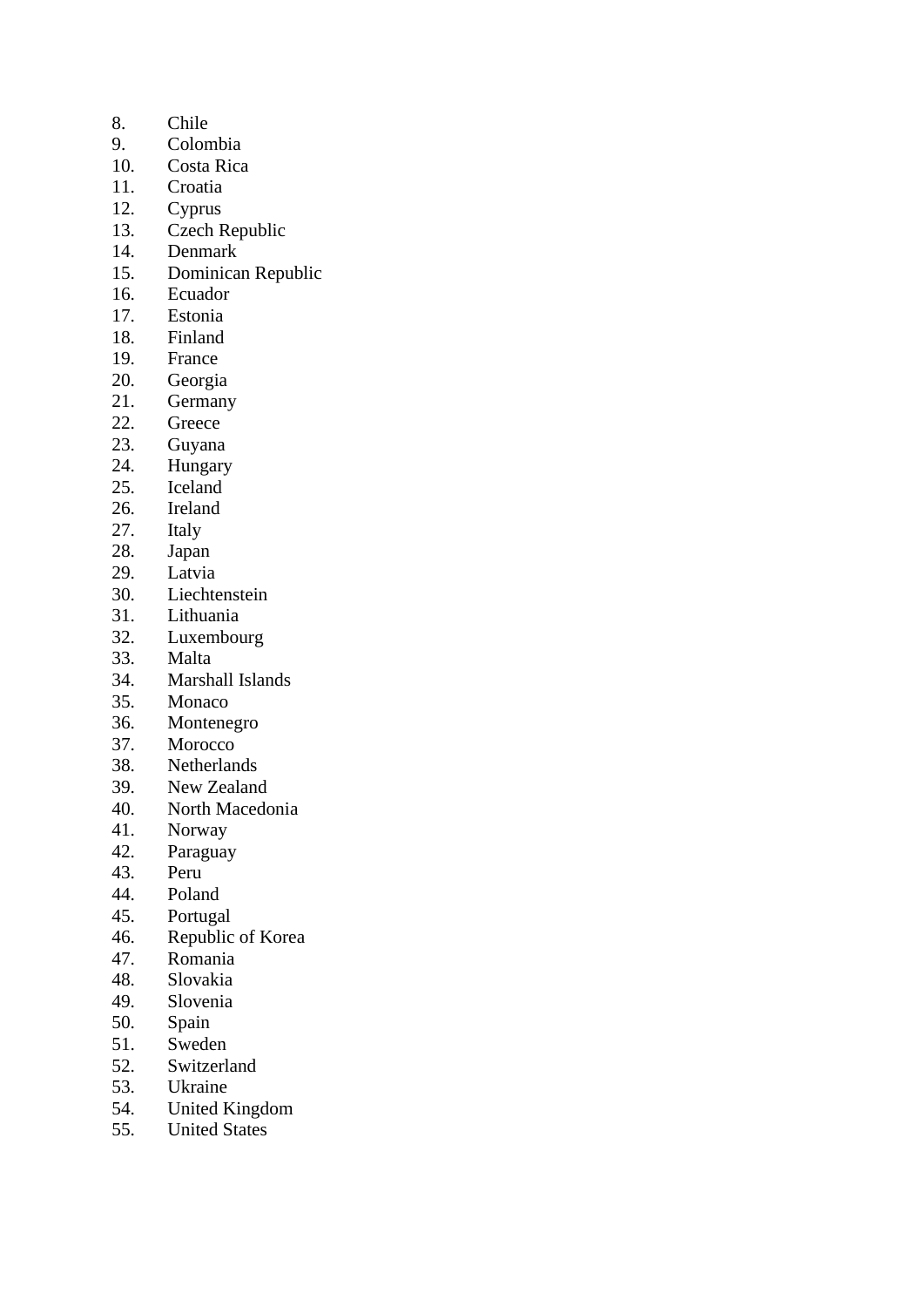8. Chile
9. Colombia
10. Costa Rica
11. Croatia
12. Cyprus
13. Czech Republic
14. Denmark
15. Dominican Republic
16. Ecuador
17. Estonia
18. Finland
19. France
20. Georgia
21. Germany
22. Greece
23. Guyana
24. Hungary
25. Iceland
26. Ireland
27. Italy
28. Japan
29. Latvia
30. Liechtenstein
31. Lithuania
32. Luxembourg
33. Malta
34. Marshall Islands
35. Monaco
36. Montenegro
37. Morocco
38. Netherlands
39. New Zealand
40. North Macedonia
41. Norway
42. Paraguay
43. Peru
44. Poland
45. Portugal
46. Republic of Korea
47. Romania
48. Slovakia
49. Slovenia
50. Spain
51. Sweden
52. Switzerland
53. Ukraine
54. United Kingdom
55. United States